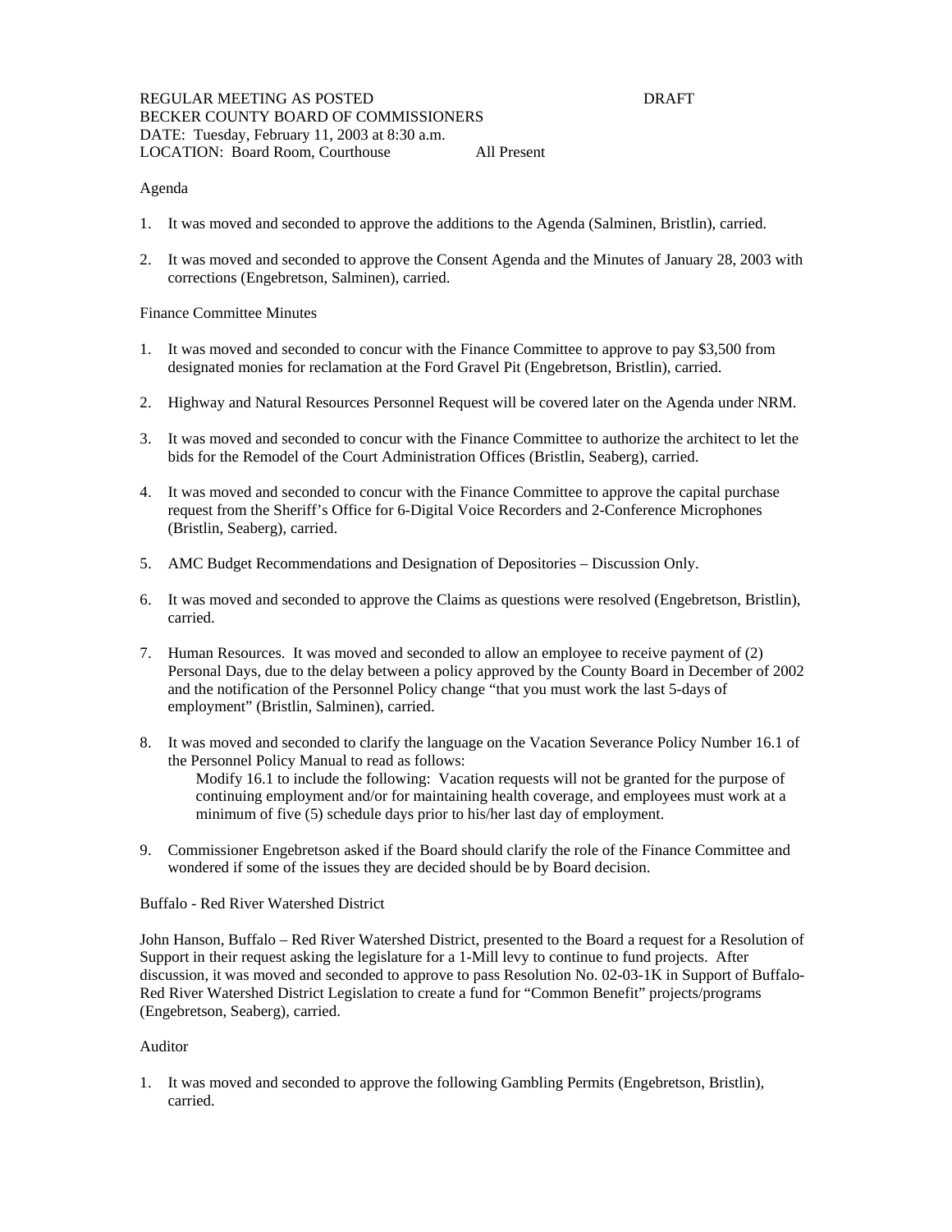REGULAR MEETING AS POSTED DRAFT
BECKER COUNTY BOARD OF COMMISSIONERS
DATE: Tuesday, February 11, 2003 at 8:30 a.m.
LOCATION: Board Room, Courthouse All Present

Agenda

1. It was moved and seconded to approve the additions to the Agenda (Salminen, Bristlin), carried.

2. It was moved and seconded to approve the Consent Agenda and the Minutes of January 28, 2003 with corrections (Engebretson, Salminen), carried.

Finance Committee Minutes

1. It was moved and seconded to concur with the Finance Committee to approve to pay $3,500 from designated monies for reclamation at the Ford Gravel Pit (Engebretson, Bristlin), carried.

2. Highway and Natural Resources Personnel Request will be covered later on the Agenda under NRM.

3. It was moved and seconded to concur with the Finance Committee to authorize the architect to let the bids for the Remodel of the Court Administration Offices (Bristlin, Seaberg), carried.

4. It was moved and seconded to concur with the Finance Committee to approve the capital purchase request from the Sheriff's Office for 6-Digital Voice Recorders and 2-Conference Microphones (Bristlin, Seaberg), carried.

5. AMC Budget Recommendations and Designation of Depositories – Discussion Only.

6. It was moved and seconded to approve the Claims as questions were resolved (Engebretson, Bristlin), carried.

7. Human Resources. It was moved and seconded to allow an employee to receive payment of (2) Personal Days, due to the delay between a policy approved by the County Board in December of 2002 and the notification of the Personnel Policy change "that you must work the last 5-days of employment" (Bristlin, Salminen), carried.

8. It was moved and seconded to clarify the language on the Vacation Severance Policy Number 16.1 of the Personnel Policy Manual to read as follows:
   Modify 16.1 to include the following: Vacation requests will not be granted for the purpose of continuing employment and/or for maintaining health coverage, and employees must work at a minimum of five (5) schedule days prior to his/her last day of employment.

9. Commissioner Engebretson asked if the Board should clarify the role of the Finance Committee and wondered if some of the issues they are decided should be by Board decision.

Buffalo - Red River Watershed District

John Hanson, Buffalo – Red River Watershed District, presented to the Board a request for a Resolution of Support in their request asking the legislature for a 1-Mill levy to continue to fund projects. After discussion, it was moved and seconded to approve to pass Resolution No. 02-03-1K in Support of Buffalo-Red River Watershed District Legislation to create a fund for "Common Benefit" projects/programs (Engebretson, Seaberg), carried.

Auditor

1. It was moved and seconded to approve the following Gambling Permits (Engebretson, Bristlin), carried.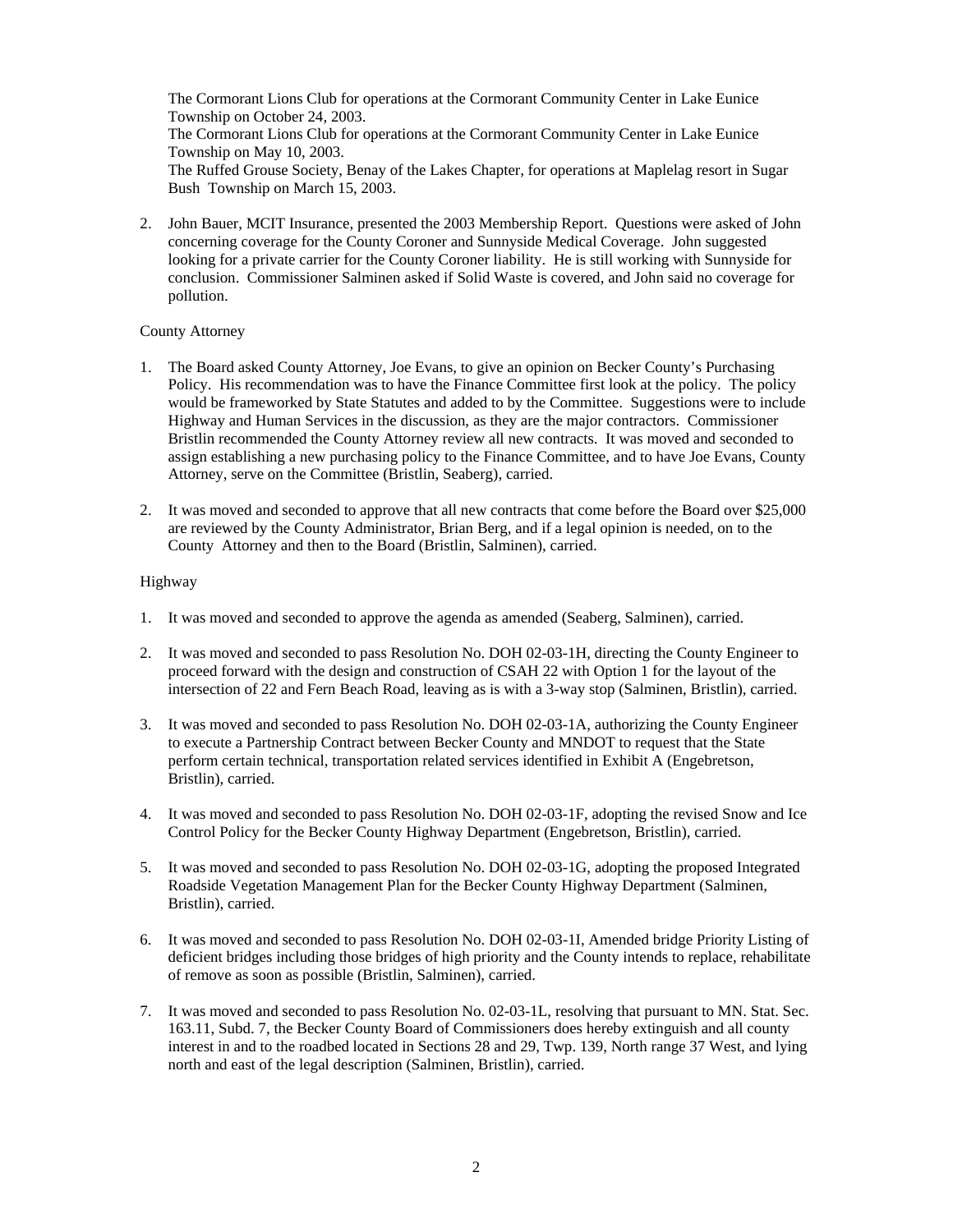The Cormorant Lions Club for operations at the Cormorant Community Center in Lake Eunice Township on October 24, 2003.
The Cormorant Lions Club for operations at the Cormorant Community Center in Lake Eunice Township on May 10, 2003.
The Ruffed Grouse Society, Benay of the Lakes Chapter, for operations at Maplelag resort in Sugar Bush Township on March 15, 2003.

2. John Bauer, MCIT Insurance, presented the 2003 Membership Report. Questions were asked of John concerning coverage for the County Coroner and Sunnyside Medical Coverage. John suggested looking for a private carrier for the County Coroner liability. He is still working with Sunnyside for conclusion. Commissioner Salminen asked if Solid Waste is covered, and John said no coverage for pollution.

County Attorney

1. The Board asked County Attorney, Joe Evans, to give an opinion on Becker County's Purchasing Policy. His recommendation was to have the Finance Committee first look at the policy. The policy would be frameworked by State Statutes and added to by the Committee. Suggestions were to include Highway and Human Services in the discussion, as they are the major contractors. Commissioner Bristlin recommended the County Attorney review all new contracts. It was moved and seconded to assign establishing a new purchasing policy to the Finance Committee, and to have Joe Evans, County Attorney, serve on the Committee (Bristlin, Seaberg), carried.

2. It was moved and seconded to approve that all new contracts that come before the Board over $25,000 are reviewed by the County Administrator, Brian Berg, and if a legal opinion is needed, on to the County Attorney and then to the Board (Bristlin, Salminen), carried.

Highway

1. It was moved and seconded to approve the agenda as amended (Seaberg, Salminen), carried.

2. It was moved and seconded to pass Resolution No. DOH 02-03-1H, directing the County Engineer to proceed forward with the design and construction of CSAH 22 with Option 1 for the layout of the intersection of 22 and Fern Beach Road, leaving as is with a 3-way stop (Salminen, Bristlin), carried.

3. It was moved and seconded to pass Resolution No. DOH 02-03-1A, authorizing the County Engineer to execute a Partnership Contract between Becker County and MNDOT to request that the State perform certain technical, transportation related services identified in Exhibit A (Engebretson, Bristlin), carried.

4. It was moved and seconded to pass Resolution No. DOH 02-03-1F, adopting the revised Snow and Ice Control Policy for the Becker County Highway Department (Engebretson, Bristlin), carried.

5. It was moved and seconded to pass Resolution No. DOH 02-03-1G, adopting the proposed Integrated Roadside Vegetation Management Plan for the Becker County Highway Department (Salminen, Bristlin), carried.

6. It was moved and seconded to pass Resolution No. DOH 02-03-1I, Amended bridge Priority Listing of deficient bridges including those bridges of high priority and the County intends to replace, rehabilitate of remove as soon as possible (Bristlin, Salminen), carried.

7. It was moved and seconded to pass Resolution No. 02-03-1L, resolving that pursuant to MN. Stat. Sec. 163.11, Subd. 7, the Becker County Board of Commissioners does hereby extinguish and all county interest in and to the roadbed located in Sections 28 and 29, Twp. 139, North range 37 West, and lying north and east of the legal description (Salminen, Bristlin), carried.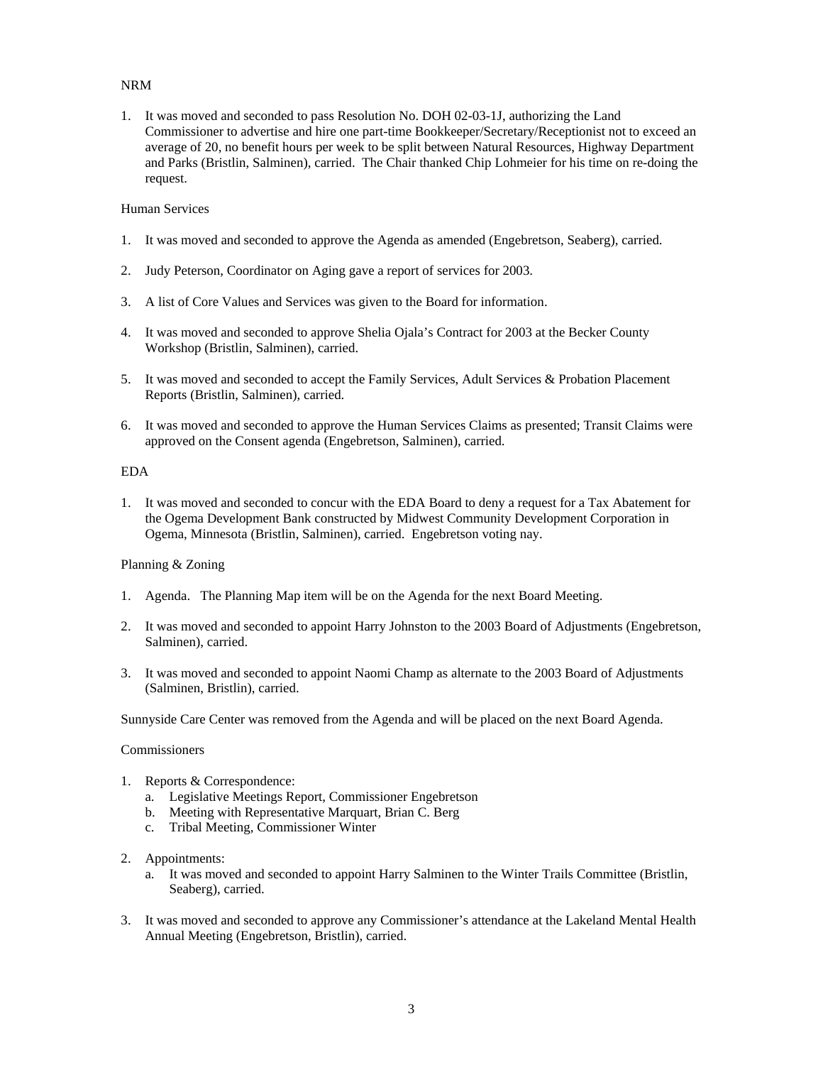NRM

1. It was moved and seconded to pass Resolution No. DOH 02-03-1J, authorizing the Land Commissioner to advertise and hire one part-time Bookkeeper/Secretary/Receptionist not to exceed an average of 20, no benefit hours per week to be split between Natural Resources, Highway Department and Parks (Bristlin, Salminen), carried. The Chair thanked Chip Lohmeier for his time on re-doing the request.

Human Services

1. It was moved and seconded to approve the Agenda as amended (Engebretson, Seaberg), carried.

2. Judy Peterson, Coordinator on Aging gave a report of services for 2003.

3. A list of Core Values and Services was given to the Board for information.

4. It was moved and seconded to approve Shelia Ojala's Contract for 2003 at the Becker County Workshop (Bristlin, Salminen), carried.

5. It was moved and seconded to accept the Family Services, Adult Services & Probation Placement Reports (Bristlin, Salminen), carried.

6. It was moved and seconded to approve the Human Services Claims as presented; Transit Claims were approved on the Consent agenda (Engebretson, Salminen), carried.

EDA

1. It was moved and seconded to concur with the EDA Board to deny a request for a Tax Abatement for the Ogema Development Bank constructed by Midwest Community Development Corporation in Ogema, Minnesota (Bristlin, Salminen), carried. Engebretson voting nay.

Planning & Zoning

1. Agenda. The Planning Map item will be on the Agenda for the next Board Meeting.

2. It was moved and seconded to appoint Harry Johnston to the 2003 Board of Adjustments (Engebretson, Salminen), carried.

3. It was moved and seconded to appoint Naomi Champ as alternate to the 2003 Board of Adjustments (Salminen, Bristlin), carried.

Sunnyside Care Center was removed from the Agenda and will be placed on the next Board Agenda.

Commissioners

1. Reports & Correspondence:
   a. Legislative Meetings Report, Commissioner Engebretson
   b. Meeting with Representative Marquart, Brian C. Berg
   c. Tribal Meeting, Commissioner Winter

2. Appointments:
   a. It was moved and seconded to appoint Harry Salminen to the Winter Trails Committee (Bristlin, Seaberg), carried.

3. It was moved and seconded to approve any Commissioner's attendance at the Lakeland Mental Health Annual Meeting (Engebretson, Bristlin), carried.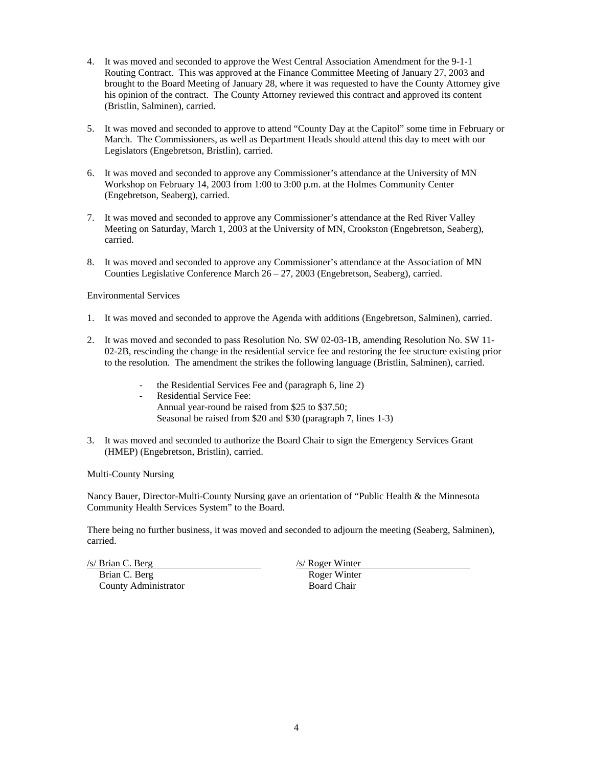4. It was moved and seconded to approve the West Central Association Amendment for the 9-1-1 Routing Contract. This was approved at the Finance Committee Meeting of January 27, 2003 and brought to the Board Meeting of January 28, where it was requested to have the County Attorney give his opinion of the contract. The County Attorney reviewed this contract and approved its content (Bristlin, Salminen), carried.

5. It was moved and seconded to approve to attend "County Day at the Capitol" some time in February or March. The Commissioners, as well as Department Heads should attend this day to meet with our Legislators (Engebretson, Bristlin), carried.

6. It was moved and seconded to approve any Commissioner's attendance at the University of MN Workshop on February 14, 2003 from 1:00 to 3:00 p.m. at the Holmes Community Center (Engebretson, Seaberg), carried.

7. It was moved and seconded to approve any Commissioner's attendance at the Red River Valley Meeting on Saturday, March 1, 2003 at the University of MN, Crookston (Engebretson, Seaberg), carried.

8. It was moved and seconded to approve any Commissioner's attendance at the Association of MN Counties Legislative Conference March 26 – 27, 2003 (Engebretson, Seaberg), carried.

Environmental Services

1. It was moved and seconded to approve the Agenda with additions (Engebretson, Salminen), carried.

2. It was moved and seconded to pass Resolution No. SW 02-03-1B, amending Resolution No. SW 11-02-2B, rescinding the change in the residential service fee and restoring the fee structure existing prior to the resolution. The amendment the strikes the following language (Bristlin, Salminen), carried.

   - the Residential Services Fee and (paragraph 6, line 2)
   - Residential Service Fee:
     Annual year-round be raised from $25 to $37.50;
     Seasonal be raised from $20 and $30 (paragraph 7, lines 1-3)

3. It was moved and seconded to authorize the Board Chair to sign the Emergency Services Grant (HMEP) (Engebretson, Bristlin), carried.

Multi-County Nursing

Nancy Bauer, Director-Multi-County Nursing gave an orientation of "Public Health & the Minnesota Community Health Services System" to the Board.

There being no further business, it was moved and seconded to adjourn the meeting (Seaberg, Salminen), carried.

/s/ Brian C. Berg
Brian C. Berg
County Administrator

/s/ Roger Winter
Roger Winter
Board Chair